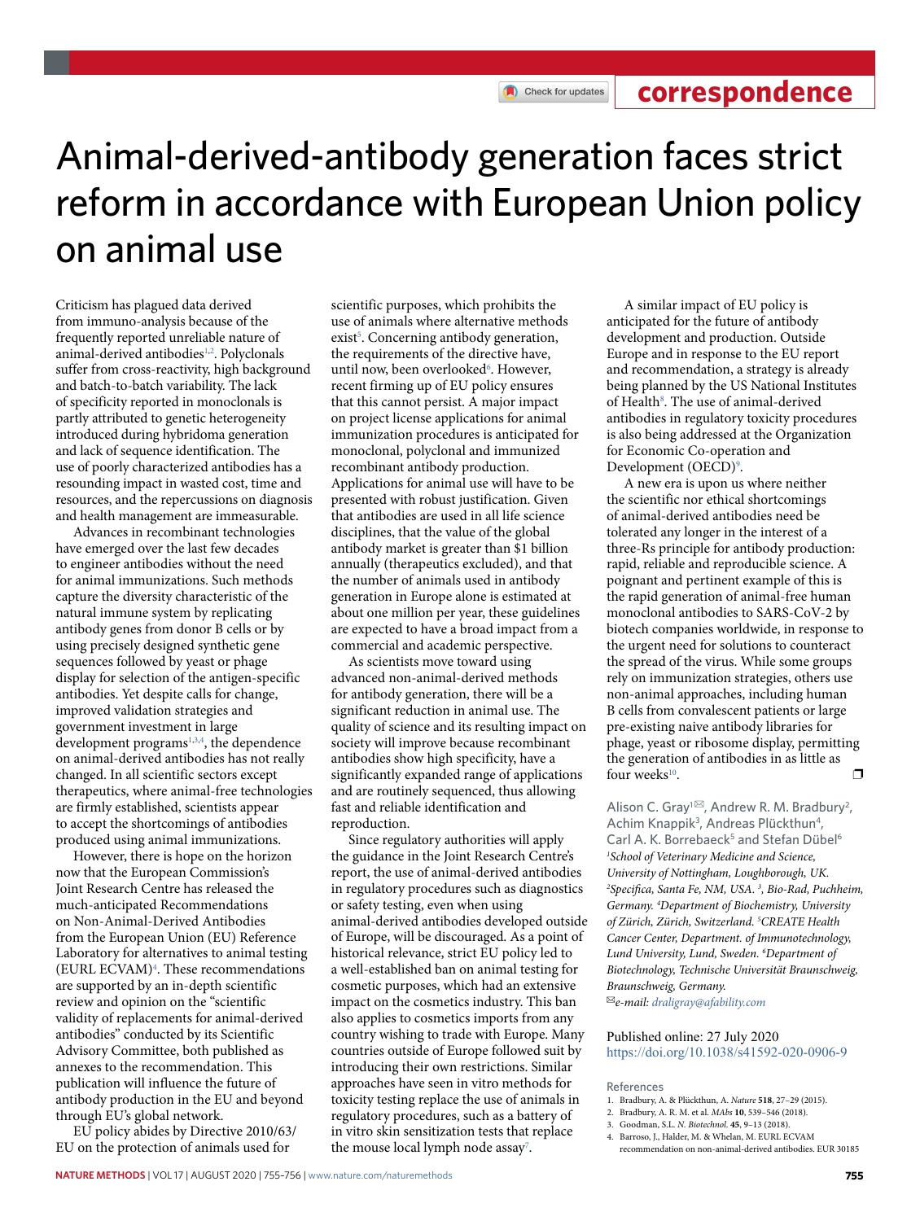correspondence

# Animal-derived-antibody generation faces strict reform in accordance with European Union policy on animal use

Criticism has plagued data derived from immuno-analysis because of the frequently reported unreliable nature of animal-derived antibodies[1,2]. Polyclonals suffer from cross-reactivity, high background and batch-to-batch variability. The lack of specificity reported in monoclonals is partly attributed to genetic heterogeneity introduced during hybridoma generation and lack of sequence identification. The use of poorly characterized antibodies has a resounding impact in wasted cost, time and resources, and the repercussions on diagnosis and health management are immeasurable.

Advances in recombinant technologies have emerged over the last few decades to engineer antibodies without the need for animal immunizations. Such methods capture the diversity characteristic of the natural immune system by replicating antibody genes from donor B cells or by using precisely designed synthetic gene sequences followed by yeast or phage display for selection of the antigen-specific antibodies. Yet despite calls for change, improved validation strategies and government investment in large development programs[1,3,4], the dependence on animal-derived antibodies has not really changed. In all scientific sectors except therapeutics, where animal-free technologies are firmly established, scientists appear to accept the shortcomings of antibodies produced using animal immunizations.

However, there is hope on the horizon now that the European Commission's Joint Research Centre has released the much-anticipated Recommendations on Non-Animal-Derived Antibodies from the European Union (EU) Reference Laboratory for alternatives to animal testing (EURL ECVAM)[4]. These recommendations are supported by an in-depth scientific review and opinion on the "scientific validity of replacements for animal-derived antibodies" conducted by its Scientific Advisory Committee, both published as annexes to the recommendation. This publication will influence the future of antibody production in the EU and beyond through EU's global network.

EU policy abides by Directive 2010/63/EU on the protection of animals used for scientific purposes, which prohibits the use of animals where alternative methods exist[5]. Concerning antibody generation, the requirements of the directive have, until now, been overlooked[6]. However, recent firming up of EU policy ensures that this cannot persist. A major impact on project license applications for animal immunization procedures is anticipated for monoclonal, polyclonal and immunized recombinant antibody production. Applications for animal use will have to be presented with robust justification. Given that antibodies are used in all life science disciplines, that the value of the global antibody market is greater than $1 billion annually (therapeutics excluded), and that the number of animals used in antibody generation in Europe alone is estimated at about one million per year, these guidelines are expected to have a broad impact from a commercial and academic perspective.

As scientists move toward using advanced non-animal-derived methods for antibody generation, there will be a significant reduction in animal use. The quality of science and its resulting impact on society will improve because recombinant antibodies show high specificity, have a significantly expanded range of applications and are routinely sequenced, thus allowing fast and reliable identification and reproduction.

Since regulatory authorities will apply the guidance in the Joint Research Centre's report, the use of animal-derived antibodies in regulatory procedures such as diagnostics or safety testing, even when using animal-derived antibodies developed outside of Europe, will be discouraged. As a point of historical relevance, strict EU policy led to a well-established ban on animal testing for cosmetic purposes, which had an extensive impact on the cosmetics industry. This ban also applies to cosmetics imports from any country wishing to trade with Europe. Many countries outside of Europe followed suit by introducing their own restrictions. Similar approaches have seen in vitro methods for toxicity testing replace the use of animals in regulatory procedures, such as a battery of in vitro skin sensitization tests that replace the mouse local lymph node assay[7].

A similar impact of EU policy is anticipated for the future of antibody development and production. Outside Europe and in response to the EU report and recommendation, a strategy is already being planned by the US National Institutes of Health[8]. The use of animal-derived antibodies in regulatory toxicity procedures is also being addressed at the Organization for Economic Co-operation and Development (OECD)[9].

A new era is upon us where neither the scientific nor ethical shortcomings of animal-derived antibodies need be tolerated any longer in the interest of a three-Rs principle for antibody production: rapid, reliable and reproducible science. A poignant and pertinent example of this is the rapid generation of animal-free human monoclonal antibodies to SARS-CoV-2 by biotech companies worldwide, in response to the urgent need for solutions to counteract the spread of the virus. While some groups rely on immunization strategies, others use non-animal approaches, including human B cells from convalescent patients or large pre-existing naive antibody libraries for phage, yeast or ribosome display, permitting the generation of antibodies in as little as four weeks[10]. ❐

Alison C. Gray[1]✉, Andrew R. M. Bradbury[2], Achim Knappik[3], Andreas Plückthun[4], Carl A. K. Borrebaeck[5] and Stefan Dübel[6]

[1]*School of Veterinary Medicine and Science, University of Nottingham, Loughborough, UK.* [2]*Specifica, Santa Fe, NM, USA.* [3]*Bio-Rad, Puchheim, Germany.* [4]*Department of Biochemistry, University of Zürich, Zürich, Switzerland.* [5]*CREATE Health Cancer Center, Department. of Immunotechnology, Lund University, Lund, Sweden.* [6]*Department of Biotechnology, Technische Universität Braunschweig, Braunschweig, Germany.*

✉*e-mail: draligray@afability.com*

Published online: 27 July 2020
https://doi.org/10.1038/s41592-020-0906-9

### References

1. Bradbury, A. & Plückthun, A. *Nature* **518**, 27–29 (2015).
2. Bradbury, A. R. M. et al. *MAbs* **10**, 539–546 (2018).
3. Goodman, S.L. *N. Biotechnol.* **45**, 9–13 (2018).
4. Barroso, J., Halder, M. & Whelan, M. EURL ECVAM recommendation on non-animal-derived antibodies. EUR 30185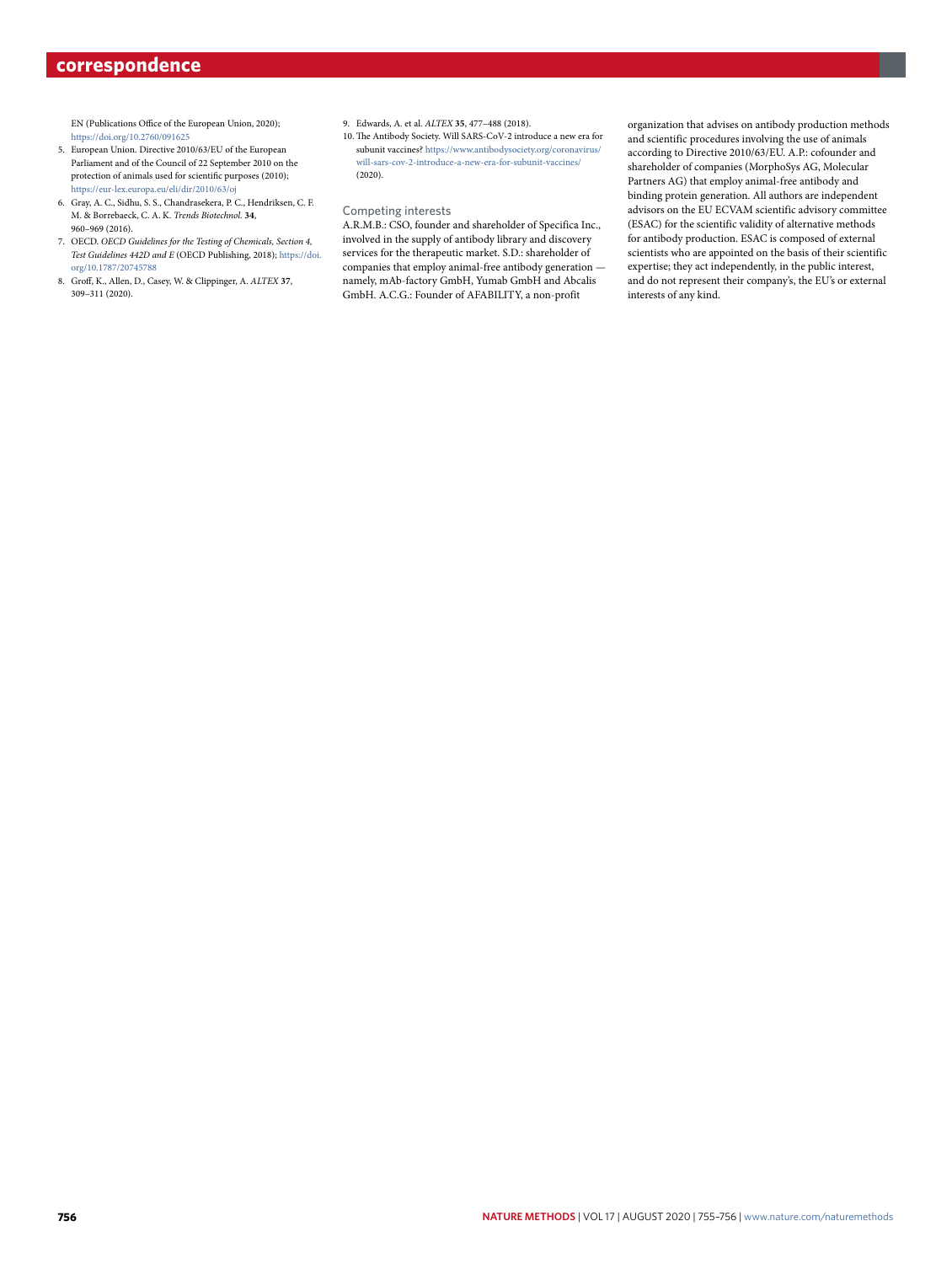EN (Publications Office of the European Union, 2020); https://doi.org/10.2760/091625

5. European Union. Directive 2010/63/EU of the European Parliament and of the Council of 22 September 2010 on the protection of animals used for scientific purposes (2010); https://eur-lex.europa.eu/eli/dir/2010/63/oj
6. Gray, A. C., Sidhu, S. S., Chandrasekera, P. C., Hendriksen, C. F. M. & Borrebaeck, C. A. K. *Trends Biotechnol.* **34**, 960–969 (2016).
7. OECD. *OECD Guidelines for the Testing of Chemicals, Section 4, Test Guidelines 442D and E* (OECD Publishing, 2018); https://doi.org/10.1787/20745788
8. Groff, K., Allen, D., Casey, W. & Clippinger, A. *ALTEX* **37**, 309–311 (2020).
9. Edwards, A. et al. *ALTEX* **35**, 477–488 (2018).
10. The Antibody Society. Will SARS-CoV-2 introduce a new era for subunit vaccines? https://www.antibodysociety.org/coronavirus/will-sars-cov-2-introduce-a-new-era-for-subunit-vaccines/ (2020).

## Competing interests

A.R.M.B.: CSO, founder and shareholder of Specifica Inc., involved in the supply of antibody library and discovery services for the therapeutic market. S.D.: shareholder of companies that employ animal-free antibody generation — namely, mAb-factory GmbH, Yumab GmbH and Abcalis GmbH. A.C.G.: Founder of AFABILITY, a non-profit organization that advises on antibody production methods and scientific procedures involving the use of animals according to Directive 2010/63/EU. A.P.: cofounder and shareholder of companies (MorphoSys AG, Molecular Partners AG) that employ animal-free antibody and binding protein generation. All authors are independent advisors on the EU ECVAM scientific advisory committee (ESAC) for the scientific validity of alternative methods for antibody production. ESAC is composed of external scientists who are appointed on the basis of their scientific expertise; they act independently, in the public interest, and do not represent their company's, the EU's or external interests of any kind.